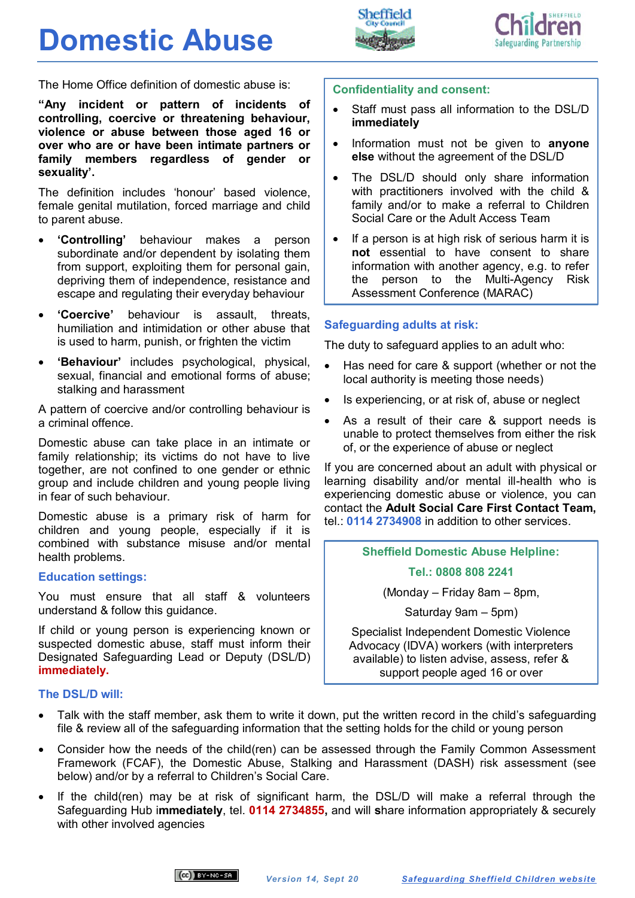# Domestic Abuse

The Home Office definition of domestic abuse is:

**"Any incident or pattern of incidents of controlling, coercive or threatening behaviour, violence or abuse between those aged 16 or over who are or have been intimate partners or family members regardless of gender or sexuality'.**

The definition includes 'honour' based violence, female genital mutilation, forced marriage and child to parent abuse.

- **'Controlling'** behaviour makes a person subordinate and/or dependent by isolating them from support, exploiting them for personal gain, depriving them of independence, resistance and escape and regulating their everyday behaviour
- **'Coercive'** behaviour is assault, threats, humiliation and intimidation or other abuse that is used to harm, punish, or frighten the victim
- **'Behaviour'** includes psychological, physical, sexual, financial and emotional forms of abuse; stalking and harassment

A pattern of coercive and/or controlling behaviour is a criminal offence.

Domestic abuse can take place in an intimate or family relationship; its victims do not have to live together, are not confined to one gender or ethnic group and include children and young people living in fear of such behaviour.

Domestic abuse is a primary risk of harm for children and young people, especially if it is combined with substance misuse and/or mental health problems.

## Education settings:

You must ensure that all staff & volunteers understand & follow this guidance.

If child or young person is experiencing known or suspected domestic abuse, staff must inform their Designated Safeguarding Lead or Deputy (DSL/D) **immediately.**

## Confidentiality and consent:

- Staff must pass all information to the DSL/D **immediately**
- Information must not be given to **anyone else** without the agreement of the DSL/D
- The DSL/D should only share information with practitioners involved with the child & family and/or to make a referral to Children Social Care or the Adult Access Team
- If a person is at high risk of serious harm it is **not** essential to have consent to share information with another agency, e.g. to refer the person to the Multi-Agency Risk Assessment Conference (MARAC)

## Safeguarding adults at risk:

The duty to safeguard applies to an adult who:

- Has need for care & support (whether or not the local authority is meeting those needs)
- Is experiencing, or at risk of, abuse or neglect
- As a result of their care & support needs is unable to protect themselves from either the risk of, or the experience of abuse or neglect

If you are concerned about an adult with physical or learning disability and/or mental ill-health who is experiencing domestic abuse or violence, you can contact the **Adult Social Care First Contact Team,** tel.: **0114 2734908** in addition to other services.

**Sheffield Domestic Abuse Helpline:**

**Tel.: 0808 808 2241**

(Monday – Friday 8am – 8pm,

Saturday 9am – 5pm)

Specialist Independent Domestic Violence Advocacy (IDVA) workers (with interpreters available) to listen advise, assess, refer & support people aged 16 or over

## The DSL/D will:

- Talk with the staff member, ask them to write it down, put the written record in the child's safeguarding file & review all of the safeguarding information that the setting holds for the child or young person
- Consider how the needs of the child(ren) can be assessed through the Family Common Assessment Framework (FCAF), the Domestic Abuse, Stalking and Harassment (DASH) risk assessment (see below) and/or by a referral to Children's Social Care.
- If the child(ren) may be at risk of significant harm, the DSL/D will make a referral through the Safeguarding Hub i**mmediately**, tel. **0114 2734855,** and will **s**hare information appropriately & securely with other involved agencies

Version 14, Sept 20 — Safeguarding Sheffield Children website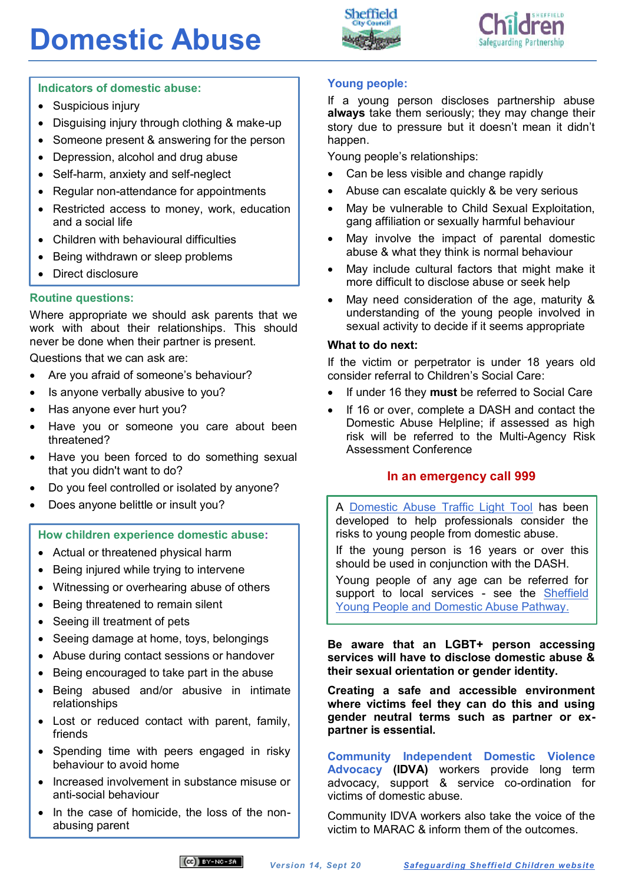# Domestic Abuse

### Indicators of domestic abuse:

- Suspicious injury
- Disguising injury through clothing & make-up
- Someone present & answering for the person
- Depression, alcohol and drug abuse
- Self-harm, anxiety and self-neglect
- Regular non-attendance for appointments
- Restricted access to money, work, education and a social life
- Children with behavioural difficulties
- Being withdrawn or sleep problems
- Direct disclosure

### Routine questions:

Where appropriate we should ask parents that we work with about their relationships. This should never be done when their partner is present.

Questions that we can ask are:

- Are you afraid of someone's behaviour?
- Is anyone verbally abusive to you?
- Has anyone ever hurt you?
- Have you or someone you care about been threatened?
- Have you been forced to do something sexual that you didn't want to do?
- Do you feel controlled or isolated by anyone?
- Does anyone belittle or insult you?

### How children experience domestic abuse:

- Actual or threatened physical harm
- Being injured while trying to intervene
- Witnessing or overhearing abuse of others
- Being threatened to remain silent
- Seeing ill treatment of pets
- Seeing damage at home, toys, belongings
- Abuse during contact sessions or handover
- Being encouraged to take part in the abuse
- Being abused and/or abusive in intimate relationships
- Lost or reduced contact with parent, family, friends
- Spending time with peers engaged in risky behaviour to avoid home
- Increased involvement in substance misuse or anti-social behaviour
- In the case of homicide, the loss of the non-abusing parent

### Young people:

If a young person discloses partnership abuse **always** take them seriously; they may change their story due to pressure but it doesn't mean it didn't happen.

Young people's relationships:

- Can be less visible and change rapidly
- Abuse can escalate quickly & be very serious
- May be vulnerable to Child Sexual Exploitation, gang affiliation or sexually harmful behaviour
- May involve the impact of parental domestic abuse & what they think is normal behaviour
- May include cultural factors that might make it more difficult to disclose abuse or seek help
- May need consideration of the age, maturity & understanding of the young people involved in sexual activity to decide if it seems appropriate

**What to do next:**

If the victim or perpetrator is under 18 years old consider referral to Children's Social Care:

- If under 16 they **must** be referred to Social Care
- If 16 or over, complete a DASH and contact the Domestic Abuse Helpline; if assessed as high risk will be referred to the Multi-Agency Risk Assessment Conference

**In an emergency call 999**

A Domestic Abuse Traffic Light Tool has been developed to help professionals consider the risks to young people from domestic abuse.

If the young person is 16 years or over this should be used in conjunction with the DASH.

Young people of any age can be referred for support to local services - see the Sheffield Young People and Domestic Abuse Pathway.

**Be aware that an LGBT+ person accessing services will have to disclose domestic abuse & their sexual orientation or gender identity.**

**Creating a safe and accessible environment where victims feel they can do this and using gender neutral terms such as partner or ex-partner is essential.**

**Community Independent Domestic Violence Advocacy (IDVA)** workers provide long term advocacy, support & service co-ordination for victims of domestic abuse.

Community IDVA workers also take the voice of the victim to MARAC & inform them of the outcomes.

Version 14, Sept 20 | Safeguarding Sheffield Children website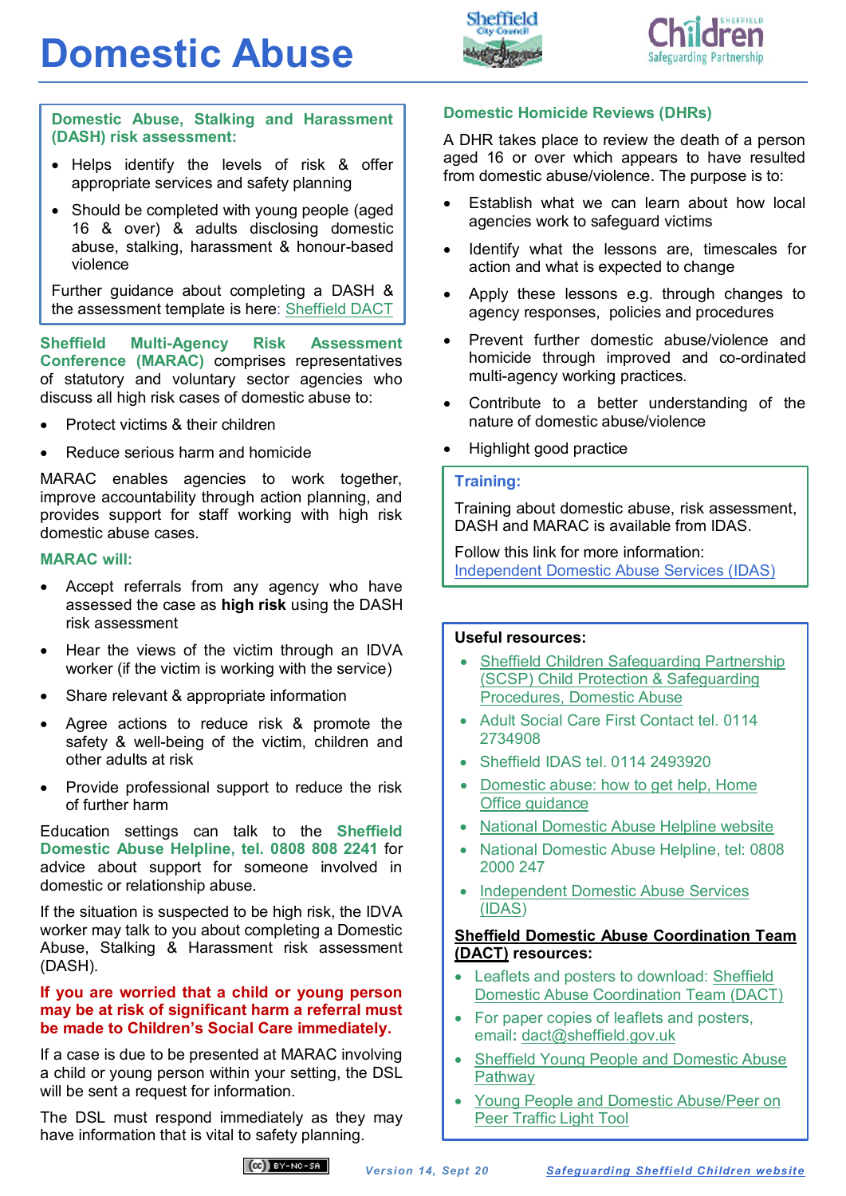# Domestic Abuse

## Domestic Abuse, Stalking and Harassment (DASH) risk assessment:

- Helps identify the levels of risk & offer appropriate services and safety planning
- Should be completed with young people (aged 16 & over) & adults disclosing domestic abuse, stalking, harassment & honour-based violence

Further guidance about completing a DASH & the assessment template is here: Sheffield DACT

**Sheffield Multi-Agency Risk Assessment Conference (MARAC)** comprises representatives of statutory and voluntary sector agencies who discuss all high risk cases of domestic abuse to:

- Protect victims & their children
- Reduce serious harm and homicide

MARAC enables agencies to work together, improve accountability through action planning, and provides support for staff working with high risk domestic abuse cases.

### MARAC will:

- Accept referrals from any agency who have assessed the case as **high risk** using the DASH risk assessment
- Hear the views of the victim through an IDVA worker (if the victim is working with the service)
- Share relevant & appropriate information
- Agree actions to reduce risk & promote the safety & well-being of the victim, children and other adults at risk
- Provide professional support to reduce the risk of further harm

Education settings can talk to the **Sheffield Domestic Abuse Helpline, tel. 0808 808 2241** for advice about support for someone involved in domestic or relationship abuse.

If the situation is suspected to be high risk, the IDVA worker may talk to you about completing a Domestic Abuse, Stalking & Harassment risk assessment (DASH).

**If you are worried that a child or young person may be at risk of significant harm a referral must be made to Children's Social Care immediately.**

If a case is due to be presented at MARAC involving a child or young person within your setting, the DSL will be sent a request for information.

The DSL must respond immediately as they may have information that is vital to safety planning.

## Domestic Homicide Reviews (DHRs)

A DHR takes place to review the death of a person aged 16 or over which appears to have resulted from domestic abuse/violence. The purpose is to:

- Establish what we can learn about how local agencies work to safeguard victims
- Identify what the lessons are, timescales for action and what is expected to change
- Apply these lessons e.g. through changes to agency responses, policies and procedures
- Prevent further domestic abuse/violence and homicide through improved and co-ordinated multi-agency working practices.
- Contribute to a better understanding of the nature of domestic abuse/violence
- Highlight good practice

## Training:

Training about domestic abuse, risk assessment, DASH and MARAC is available from IDAS.

Follow this link for more information: Independent Domestic Abuse Services (IDAS)

## Useful resources:

- Sheffield Children Safeguarding Partnership (SCSP) Child Protection & Safeguarding Procedures, Domestic Abuse
- Adult Social Care First Contact tel. 0114 2734908
- Sheffield IDAS tel. 0114 2493920
- Domestic abuse: how to get help, Home Office guidance
- National Domestic Abuse Helpline website
- National Domestic Abuse Helpline, tel: 0808 2000 247
- Independent Domestic Abuse Services (IDAS)

**Sheffield Domestic Abuse Coordination Team (DACT) resources:**

- Leaflets and posters to download: Sheffield Domestic Abuse Coordination Team (DACT)
- For paper copies of leaflets and posters, email: dact@sheffield.gov.uk
- Sheffield Young People and Domestic Abuse Pathway
- Young People and Domestic Abuse/Peer on Peer Traffic Light Tool

*Version 14, Sept 20* — Safeguarding Sheffield Children website